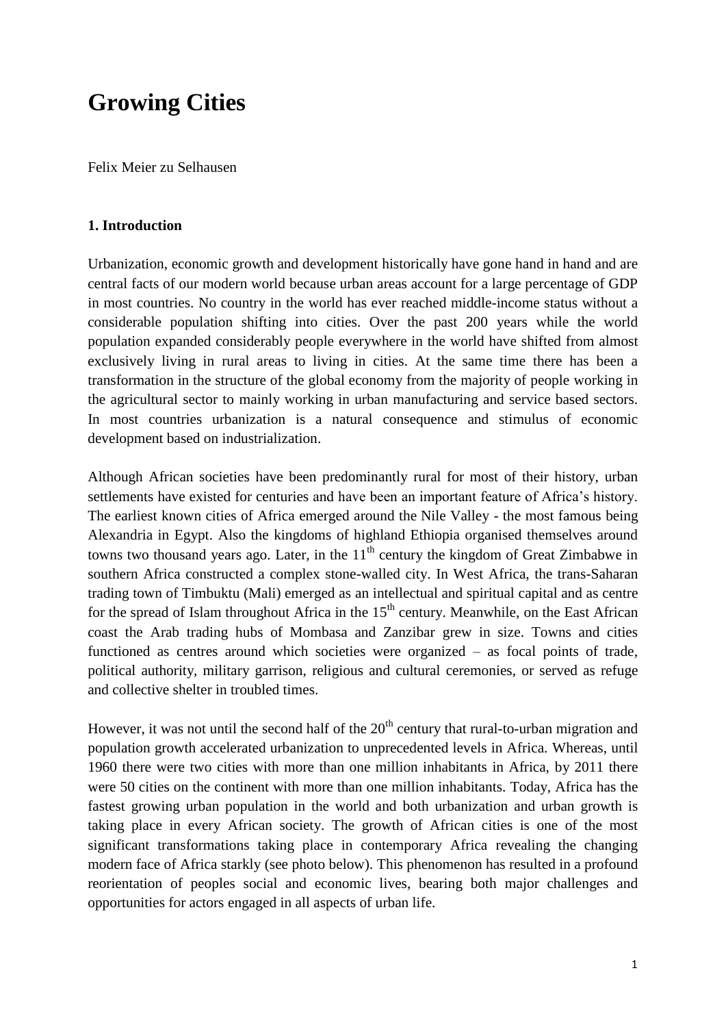# Growing Cities

Felix Meier zu Selhausen

## 1. Introduction

Urbanization, economic growth and development historically have gone hand in hand and are central facts of our modern world because urban areas account for a large percentage of GDP in most countries. No country in the world has ever reached middle-income status without a considerable population shifting into cities. Over the past 200 years while the world population expanded considerably people everywhere in the world have shifted from almost exclusively living in rural areas to living in cities. At the same time there has been a transformation in the structure of the global economy from the majority of people working in the agricultural sector to mainly working in urban manufacturing and service based sectors. In most countries urbanization is a natural consequence and stimulus of economic development based on industrialization.

Although African societies have been predominantly rural for most of their history, urban settlements have existed for centuries and have been an important feature of Africa's history. The earliest known cities of Africa emerged around the Nile Valley - the most famous being Alexandria in Egypt. Also the kingdoms of highland Ethiopia organised themselves around towns two thousand years ago. Later, in the 11th century the kingdom of Great Zimbabwe in southern Africa constructed a complex stone-walled city. In West Africa, the trans-Saharan trading town of Timbuktu (Mali) emerged as an intellectual and spiritual capital and as centre for the spread of Islam throughout Africa in the 15th century. Meanwhile, on the East African coast the Arab trading hubs of Mombasa and Zanzibar grew in size. Towns and cities functioned as centres around which societies were organized – as focal points of trade, political authority, military garrison, religious and cultural ceremonies, or served as refuge and collective shelter in troubled times.

However, it was not until the second half of the 20th century that rural-to-urban migration and population growth accelerated urbanization to unprecedented levels in Africa. Whereas, until 1960 there were two cities with more than one million inhabitants in Africa, by 2011 there were 50 cities on the continent with more than one million inhabitants. Today, Africa has the fastest growing urban population in the world and both urbanization and urban growth is taking place in every African society. The growth of African cities is one of the most significant transformations taking place in contemporary Africa revealing the changing modern face of Africa starkly (see photo below). This phenomenon has resulted in a profound reorientation of peoples social and economic lives, bearing both major challenges and opportunities for actors engaged in all aspects of urban life.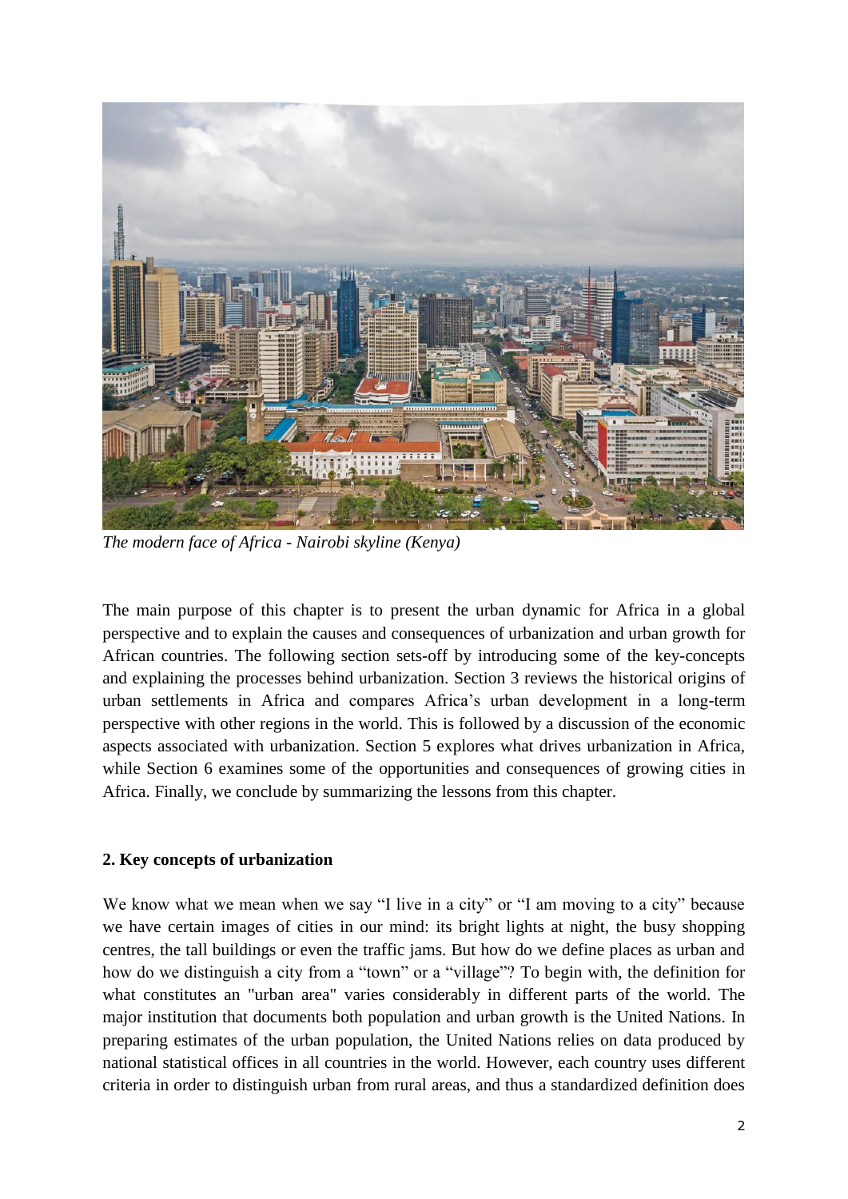*The modern face of Africa - Nairobi skyline (Kenya)*

The main purpose of this chapter is to present the urban dynamic for Africa in a global perspective and to explain the causes and consequences of urbanization and urban growth for African countries. The following section sets-off by introducing some of the key-concepts and explaining the processes behind urbanization. Section 3 reviews the historical origins of urban settlements in Africa and compares Africa's urban development in a long-term perspective with other regions in the world. This is followed by a discussion of the economic aspects associated with urbanization. Section 5 explores what drives urbanization in Africa, while Section 6 examines some of the opportunities and consequences of growing cities in Africa. Finally, we conclude by summarizing the lessons from this chapter.

## 2. Key concepts of urbanization

We know what we mean when we say "I live in a city" or "I am moving to a city" because we have certain images of cities in our mind: its bright lights at night, the busy shopping centres, the tall buildings or even the traffic jams. But how do we define places as urban and how do we distinguish a city from a "town" or a "village"? To begin with, the definition for what constitutes an "urban area" varies considerably in different parts of the world. The major institution that documents both population and urban growth is the United Nations. In preparing estimates of the urban population, the United Nations relies on data produced by national statistical offices in all countries in the world. However, each country uses different criteria in order to distinguish urban from rural areas, and thus a standardized definition does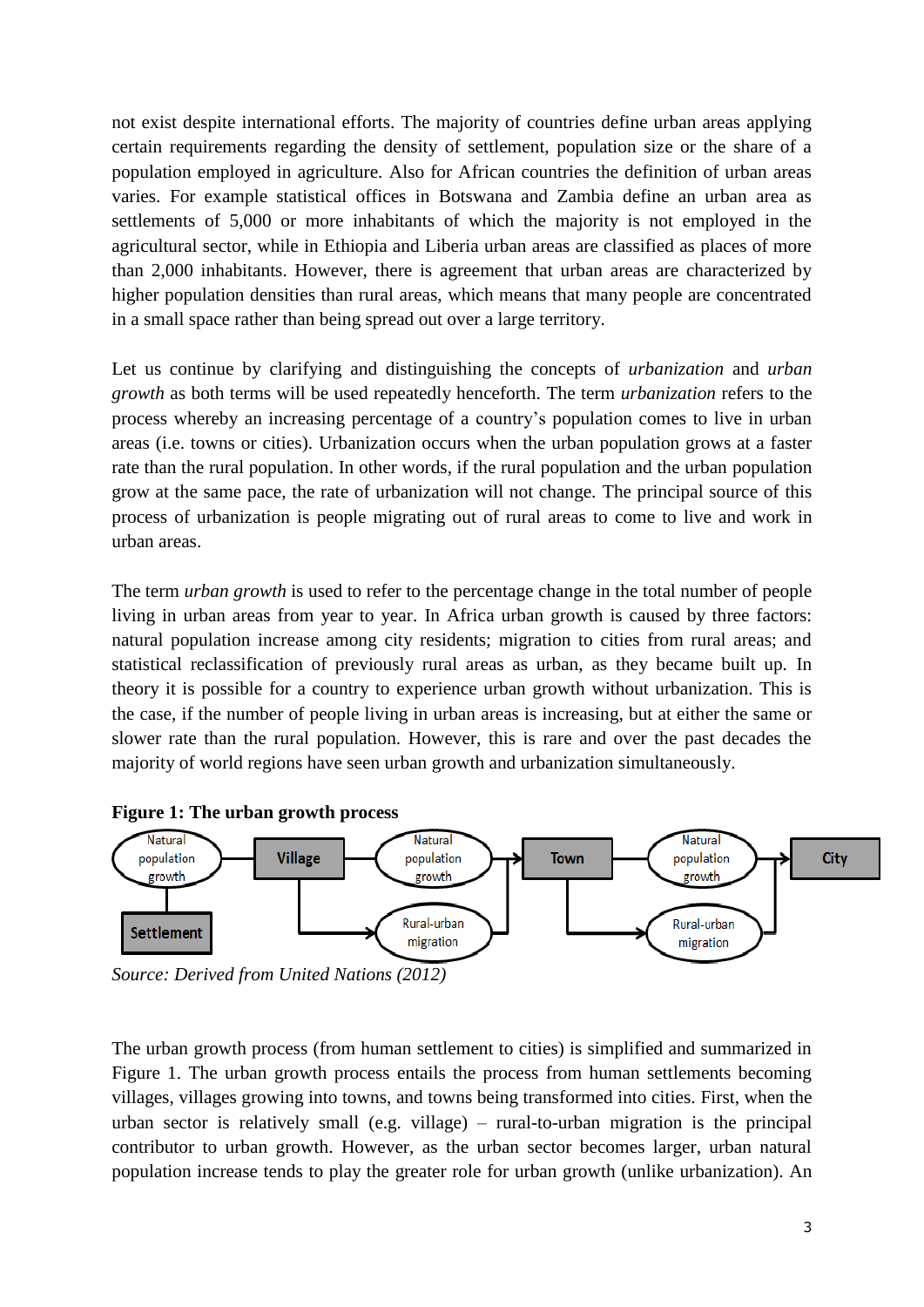not exist despite international efforts. The majority of countries define urban areas applying certain requirements regarding the density of settlement, population size or the share of a population employed in agriculture. Also for African countries the definition of urban areas varies. For example statistical offices in Botswana and Zambia define an urban area as settlements of 5,000 or more inhabitants of which the majority is not employed in the agricultural sector, while in Ethiopia and Liberia urban areas are classified as places of more than 2,000 inhabitants. However, there is agreement that urban areas are characterized by higher population densities than rural areas, which means that many people are concentrated in a small space rather than being spread out over a large territory.

Let us continue by clarifying and distinguishing the concepts of *urbanization* and *urban growth* as both terms will be used repeatedly henceforth. The term *urbanization* refers to the process whereby an increasing percentage of a country's population comes to live in urban areas (i.e. towns or cities). Urbanization occurs when the urban population grows at a faster rate than the rural population. In other words, if the rural population and the urban population grow at the same pace, the rate of urbanization will not change. The principal source of this process of urbanization is people migrating out of rural areas to come to live and work in urban areas.

The term *urban growth* is used to refer to the percentage change in the total number of people living in urban areas from year to year. In Africa urban growth is caused by three factors: natural population increase among city residents; migration to cities from rural areas; and statistical reclassification of previously rural areas as urban, as they became built up. In theory it is possible for a country to experience urban growth without urbanization. This is the case, if the number of people living in urban areas is increasing, but at either the same or slower rate than the rural population. However, this is rare and over the past decades the majority of world regions have seen urban growth and urbanization simultaneously.

**Figure 1: The urban growth process**

Settlement → Natural population growth → Village → Natural population growth / Rural-urban migration → Town → Natural population growth / Rural-urban migration → City

*Source: Derived from United Nations (2012)*

The urban growth process (from human settlement to cities) is simplified and summarized in Figure 1. The urban growth process entails the process from human settlements becoming villages, villages growing into towns, and towns being transformed into cities. First, when the urban sector is relatively small (e.g. village) – rural-to-urban migration is the principal contributor to urban growth. However, as the urban sector becomes larger, urban natural population increase tends to play the greater role for urban growth (unlike urbanization). An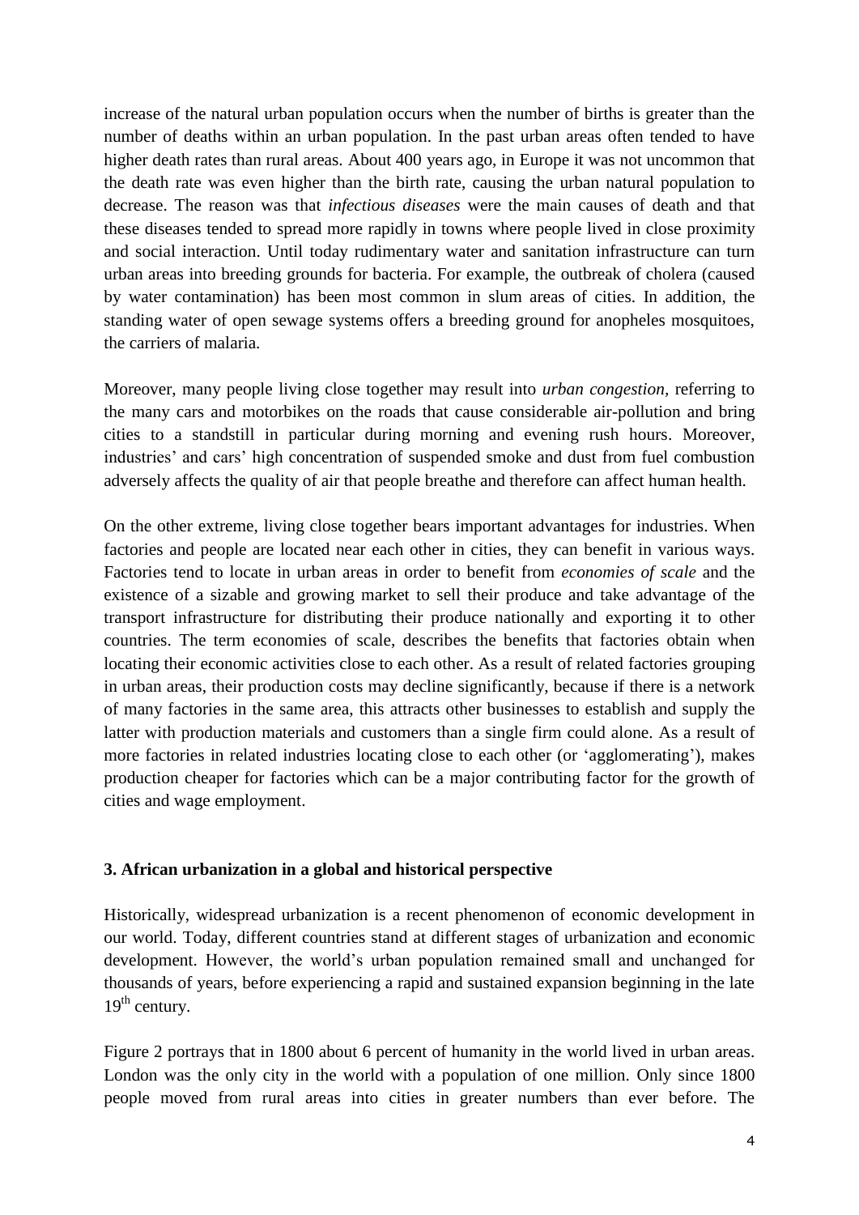increase of the natural urban population occurs when the number of births is greater than the number of deaths within an urban population. In the past urban areas often tended to have higher death rates than rural areas. About 400 years ago, in Europe it was not uncommon that the death rate was even higher than the birth rate, causing the urban natural population to decrease. The reason was that *infectious diseases* were the main causes of death and that these diseases tended to spread more rapidly in towns where people lived in close proximity and social interaction. Until today rudimentary water and sanitation infrastructure can turn urban areas into breeding grounds for bacteria. For example, the outbreak of cholera (caused by water contamination) has been most common in slum areas of cities. In addition, the standing water of open sewage systems offers a breeding ground for anopheles mosquitoes, the carriers of malaria.

Moreover, many people living close together may result into *urban congestion*, referring to the many cars and motorbikes on the roads that cause considerable air-pollution and bring cities to a standstill in particular during morning and evening rush hours. Moreover, industries' and cars' high concentration of suspended smoke and dust from fuel combustion adversely affects the quality of air that people breathe and therefore can affect human health.

On the other extreme, living close together bears important advantages for industries. When factories and people are located near each other in cities, they can benefit in various ways. Factories tend to locate in urban areas in order to benefit from *economies of scale* and the existence of a sizable and growing market to sell their produce and take advantage of the transport infrastructure for distributing their produce nationally and exporting it to other countries. The term economies of scale, describes the benefits that factories obtain when locating their economic activities close to each other. As a result of related factories grouping in urban areas, their production costs may decline significantly, because if there is a network of many factories in the same area, this attracts other businesses to establish and supply the latter with production materials and customers than a single firm could alone. As a result of more factories in related industries locating close to each other (or 'agglomerating'), makes production cheaper for factories which can be a major contributing factor for the growth of cities and wage employment.

## 3. African urbanization in a global and historical perspective

Historically, widespread urbanization is a recent phenomenon of economic development in our world. Today, different countries stand at different stages of urbanization and economic development. However, the world's urban population remained small and unchanged for thousands of years, before experiencing a rapid and sustained expansion beginning in the late 19th century.

Figure 2 portrays that in 1800 about 6 percent of humanity in the world lived in urban areas. London was the only city in the world with a population of one million. Only since 1800 people moved from rural areas into cities in greater numbers than ever before. The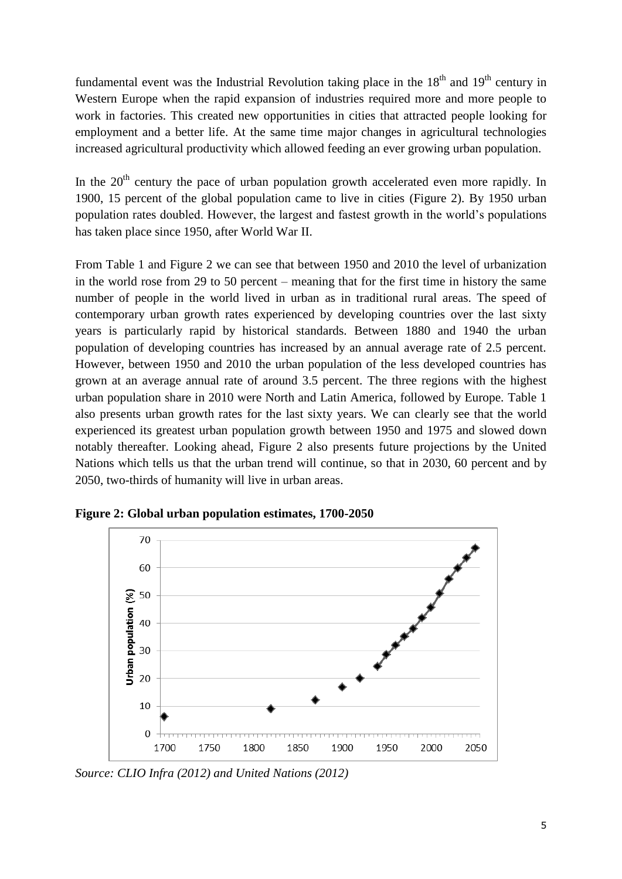fundamental event was the Industrial Revolution taking place in the 18th and 19th century in Western Europe when the rapid expansion of industries required more and more people to work in factories. This created new opportunities in cities that attracted people looking for employment and a better life. At the same time major changes in agricultural technologies increased agricultural productivity which allowed feeding an ever growing urban population.

In the 20th century the pace of urban population growth accelerated even more rapidly. In 1900, 15 percent of the global population came to live in cities (Figure 2). By 1950 urban population rates doubled. However, the largest and fastest growth in the world's populations has taken place since 1950, after World War II.

From Table 1 and Figure 2 we can see that between 1950 and 2010 the level of urbanization in the world rose from 29 to 50 percent – meaning that for the first time in history the same number of people in the world lived in urban as in traditional rural areas. The speed of contemporary urban growth rates experienced by developing countries over the last sixty years is particularly rapid by historical standards. Between 1880 and 1940 the urban population of developing countries has increased by an annual average rate of 2.5 percent. However, between 1950 and 2010 the urban population of the less developed countries has grown at an average annual rate of around 3.5 percent. The three regions with the highest urban population share in 2010 were North and Latin America, followed by Europe. Table 1 also presents urban growth rates for the last sixty years. We can clearly see that the world experienced its greatest urban population growth between 1950 and 1975 and slowed down notably thereafter. Looking ahead, Figure 2 also presents future projections by the United Nations which tells us that the urban trend will continue, so that in 2030, 60 percent and by 2050, two-thirds of humanity will live in urban areas.

**Figure 2: Global urban population estimates, 1700-2050**

*Source: CLIO Infra (2012) and United Nations (2012)*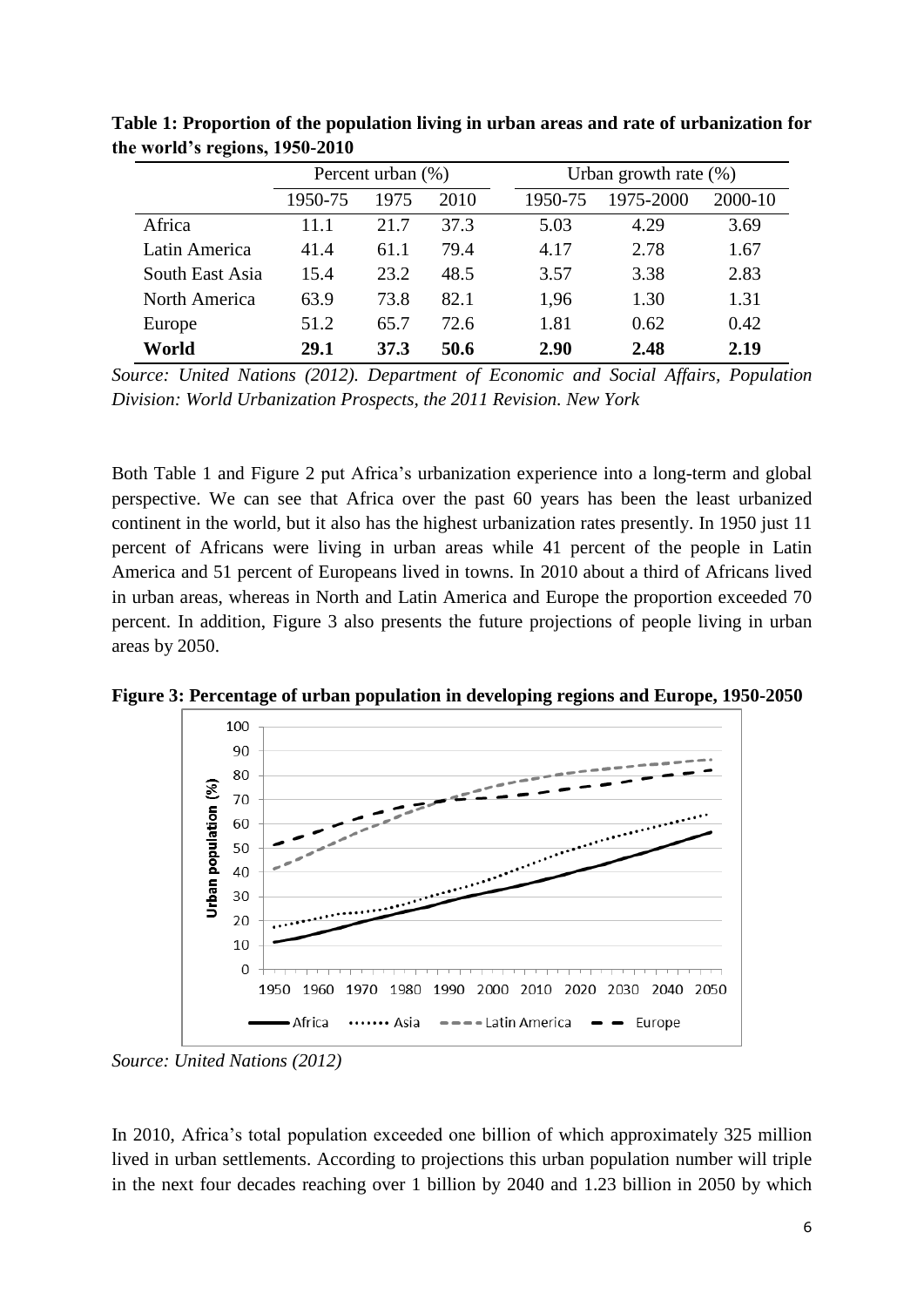**Table 1: Proportion of the population living in urban areas and rate of urbanization for the world's regions, 1950-2010**

| | Percent urban (%) | | | Urban growth rate (%) | | |
|---|---|---|---|---|---|---|
| | 1950-75 | 1975 | 2010 | 1950-75 | 1975-2000 | 2000-10 |
| Africa | 11.1 | 21.7 | 37.3 | 5.03 | 4.29 | 3.69 |
| Latin America | 41.4 | 61.1 | 79.4 | 4.17 | 2.78 | 1.67 |
| South East Asia | 15.4 | 23.2 | 48.5 | 3.57 | 3.38 | 2.83 |
| North America | 63.9 | 73.8 | 82.1 | 1,96 | 1.30 | 1.31 |
| Europe | 51.2 | 65.7 | 72.6 | 1.81 | 0.62 | 0.42 |
| **World** | **29.1** | **37.3** | **50.6** | **2.90** | **2.48** | **2.19** |

*Source: United Nations (2012). Department of Economic and Social Affairs, Population Division: World Urbanization Prospects, the 2011 Revision. New York*

Both Table 1 and Figure 2 put Africa's urbanization experience into a long-term and global perspective. We can see that Africa over the past 60 years has been the least urbanized continent in the world, but it also has the highest urbanization rates presently. In 1950 just 11 percent of Africans were living in urban areas while 41 percent of the people in Latin America and 51 percent of Europeans lived in towns. In 2010 about a third of Africans lived in urban areas, whereas in North and Latin America and Europe the proportion exceeded 70 percent. In addition, Figure 3 also presents the future projections of people living in urban areas by 2050.

**Figure 3: Percentage of urban population in developing regions and Europe, 1950-2050**

*Source: United Nations (2012)*

In 2010, Africa's total population exceeded one billion of which approximately 325 million lived in urban settlements. According to projections this urban population number will triple in the next four decades reaching over 1 billion by 2040 and 1.23 billion in 2050 by which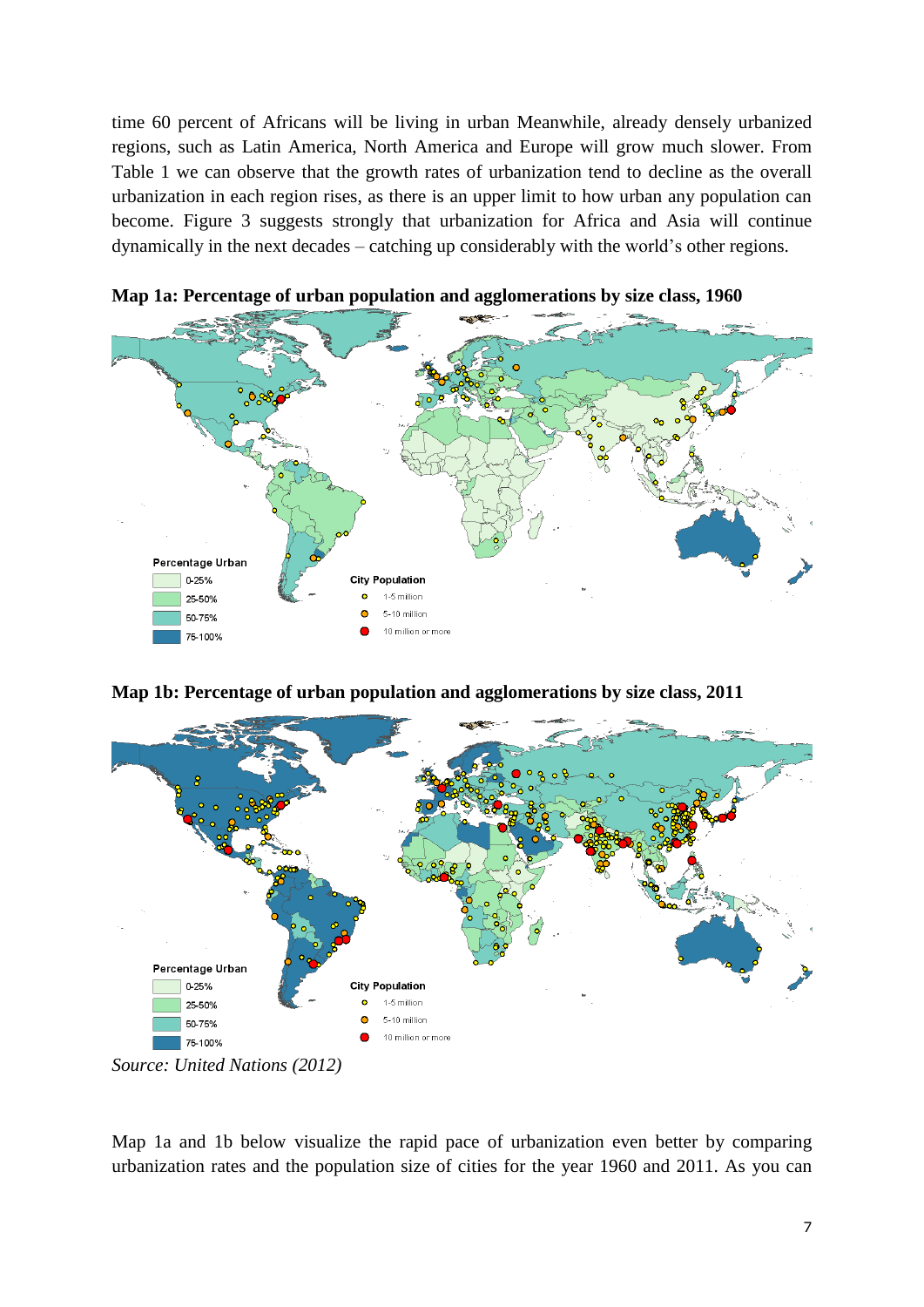time 60 percent of Africans will be living in urban Meanwhile, already densely urbanized regions, such as Latin America, North America and Europe will grow much slower. From Table 1 we can observe that the growth rates of urbanization tend to decline as the overall urbanization in each region rises, as there is an upper limit to how urban any population can become. Figure 3 suggests strongly that urbanization for Africa and Asia will continue dynamically in the next decades – catching up considerably with the world's other regions.

**Map 1a: Percentage of urban population and agglomerations by size class, 1960**

**Map 1b: Percentage of urban population and agglomerations by size class, 2011**

*Source: United Nations (2012)*

Map 1a and 1b below visualize the rapid pace of urbanization even better by comparing urbanization rates and the population size of cities for the year 1960 and 2011. As you can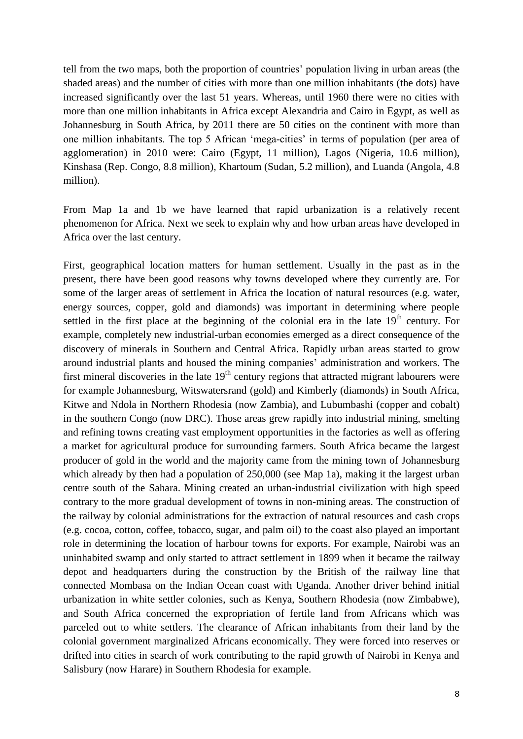tell from the two maps, both the proportion of countries' population living in urban areas (the shaded areas) and the number of cities with more than one million inhabitants (the dots) have increased significantly over the last 51 years. Whereas, until 1960 there were no cities with more than one million inhabitants in Africa except Alexandria and Cairo in Egypt, as well as Johannesburg in South Africa, by 2011 there are 50 cities on the continent with more than one million inhabitants. The top 5 African 'mega-cities' in terms of population (per area of agglomeration) in 2010 were: Cairo (Egypt, 11 million), Lagos (Nigeria, 10.6 million), Kinshasa (Rep. Congo, 8.8 million), Khartoum (Sudan, 5.2 million), and Luanda (Angola, 4.8 million).

From Map 1a and 1b we have learned that rapid urbanization is a relatively recent phenomenon for Africa. Next we seek to explain why and how urban areas have developed in Africa over the last century.

First, geographical location matters for human settlement. Usually in the past as in the present, there have been good reasons why towns developed where they currently are. For some of the larger areas of settlement in Africa the location of natural resources (e.g. water, energy sources, copper, gold and diamonds) was important in determining where people settled in the first place at the beginning of the colonial era in the late 19th century. For example, completely new industrial-urban economies emerged as a direct consequence of the discovery of minerals in Southern and Central Africa. Rapidly urban areas started to grow around industrial plants and housed the mining companies' administration and workers. The first mineral discoveries in the late 19th century regions that attracted migrant labourers were for example Johannesburg, Witswatersrand (gold) and Kimberly (diamonds) in South Africa, Kitwe and Ndola in Northern Rhodesia (now Zambia), and Lubumbashi (copper and cobalt) in the southern Congo (now DRC). Those areas grew rapidly into industrial mining, smelting and refining towns creating vast employment opportunities in the factories as well as offering a market for agricultural produce for surrounding farmers. South Africa became the largest producer of gold in the world and the majority came from the mining town of Johannesburg which already by then had a population of 250,000 (see Map 1a), making it the largest urban centre south of the Sahara. Mining created an urban-industrial civilization with high speed contrary to the more gradual development of towns in non-mining areas. The construction of the railway by colonial administrations for the extraction of natural resources and cash crops (e.g. cocoa, cotton, coffee, tobacco, sugar, and palm oil) to the coast also played an important role in determining the location of harbour towns for exports. For example, Nairobi was an uninhabited swamp and only started to attract settlement in 1899 when it became the railway depot and headquarters during the construction by the British of the railway line that connected Mombasa on the Indian Ocean coast with Uganda. Another driver behind initial urbanization in white settler colonies, such as Kenya, Southern Rhodesia (now Zimbabwe), and South Africa concerned the expropriation of fertile land from Africans which was parceled out to white settlers. The clearance of African inhabitants from their land by the colonial government marginalized Africans economically. They were forced into reserves or drifted into cities in search of work contributing to the rapid growth of Nairobi in Kenya and Salisbury (now Harare) in Southern Rhodesia for example.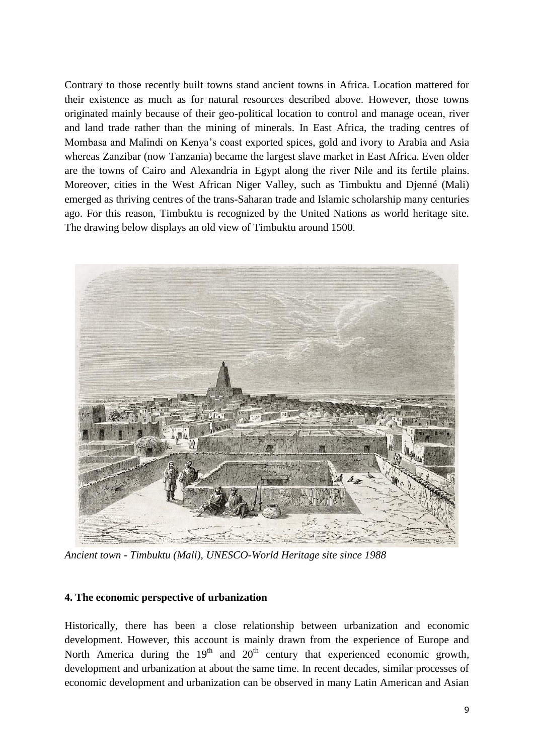Contrary to those recently built towns stand ancient towns in Africa. Location mattered for their existence as much as for natural resources described above. However, those towns originated mainly because of their geo-political location to control and manage ocean, river and land trade rather than the mining of minerals. In East Africa, the trading centres of Mombasa and Malindi on Kenya's coast exported spices, gold and ivory to Arabia and Asia whereas Zanzibar (now Tanzania) became the largest slave market in East Africa. Even older are the towns of Cairo and Alexandria in Egypt along the river Nile and its fertile plains. Moreover, cities in the West African Niger Valley, such as Timbuktu and Djenné (Mali) emerged as thriving centres of the trans-Saharan trade and Islamic scholarship many centuries ago. For this reason, Timbuktu is recognized by the United Nations as world heritage site. The drawing below displays an old view of Timbuktu around 1500.

*Ancient town - Timbuktu (Mali), UNESCO-World Heritage site since 1988*

#### 4. The economic perspective of urbanization

Historically, there has been a close relationship between urbanization and economic development. However, this account is mainly drawn from the experience of Europe and North America during the 19th and 20th century that experienced economic growth, development and urbanization at about the same time. In recent decades, similar processes of economic development and urbanization can be observed in many Latin American and Asian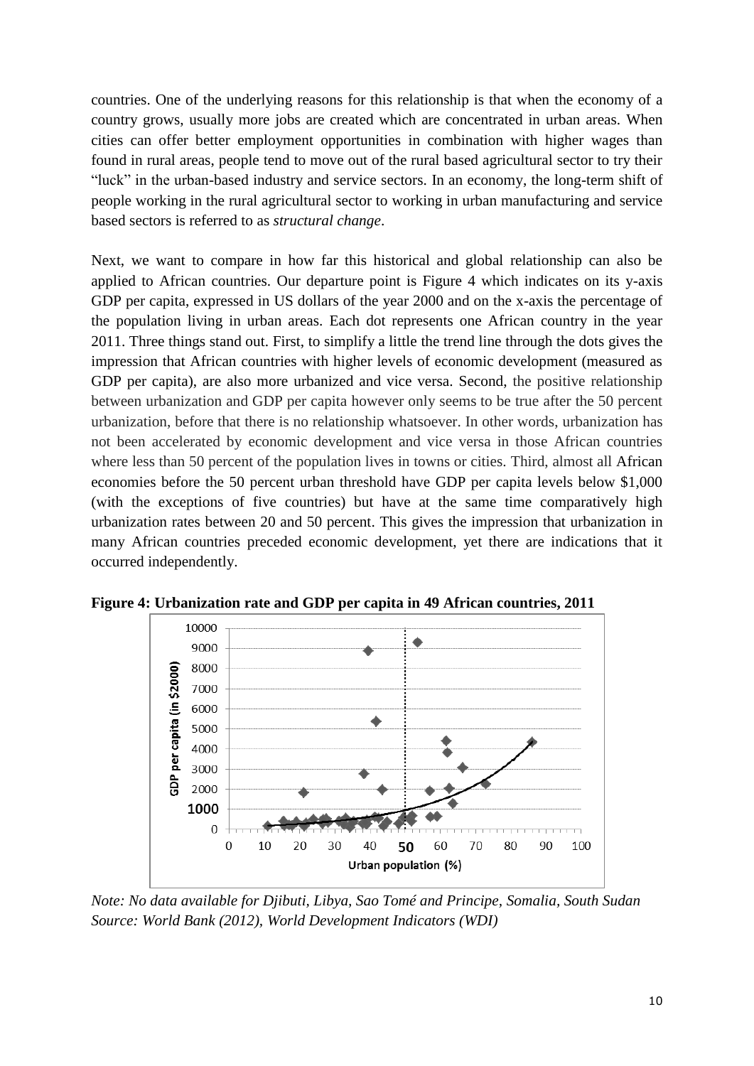countries. One of the underlying reasons for this relationship is that when the economy of a country grows, usually more jobs are created which are concentrated in urban areas. When cities can offer better employment opportunities in combination with higher wages than found in rural areas, people tend to move out of the rural based agricultural sector to try their "luck" in the urban-based industry and service sectors. In an economy, the long-term shift of people working in the rural agricultural sector to working in urban manufacturing and service based sectors is referred to as *structural change*.

Next, we want to compare in how far this historical and global relationship can also be applied to African countries. Our departure point is Figure 4 which indicates on its y-axis GDP per capita, expressed in US dollars of the year 2000 and on the x-axis the percentage of the population living in urban areas. Each dot represents one African country in the year 2011. Three things stand out. First, to simplify a little the trend line through the dots gives the impression that African countries with higher levels of economic development (measured as GDP per capita), are also more urbanized and vice versa. Second, the positive relationship between urbanization and GDP per capita however only seems to be true after the 50 percent urbanization, before that there is no relationship whatsoever. In other words, urbanization has not been accelerated by economic development and vice versa in those African countries where less than 50 percent of the population lives in towns or cities. Third, almost all African economies before the 50 percent urban threshold have GDP per capita levels below \$1,000 (with the exceptions of five countries) but have at the same time comparatively high urbanization rates between 20 and 50 percent. This gives the impression that urbanization in many African countries preceded economic development, yet there are indications that it occurred independently.

**Figure 4: Urbanization rate and GDP per capita in 49 African countries, 2011**

*Note: No data available for Djibuti, Libya, Sao Tomé and Principe, Somalia, South Sudan*
*Source: World Bank (2012), World Development Indicators (WDI)*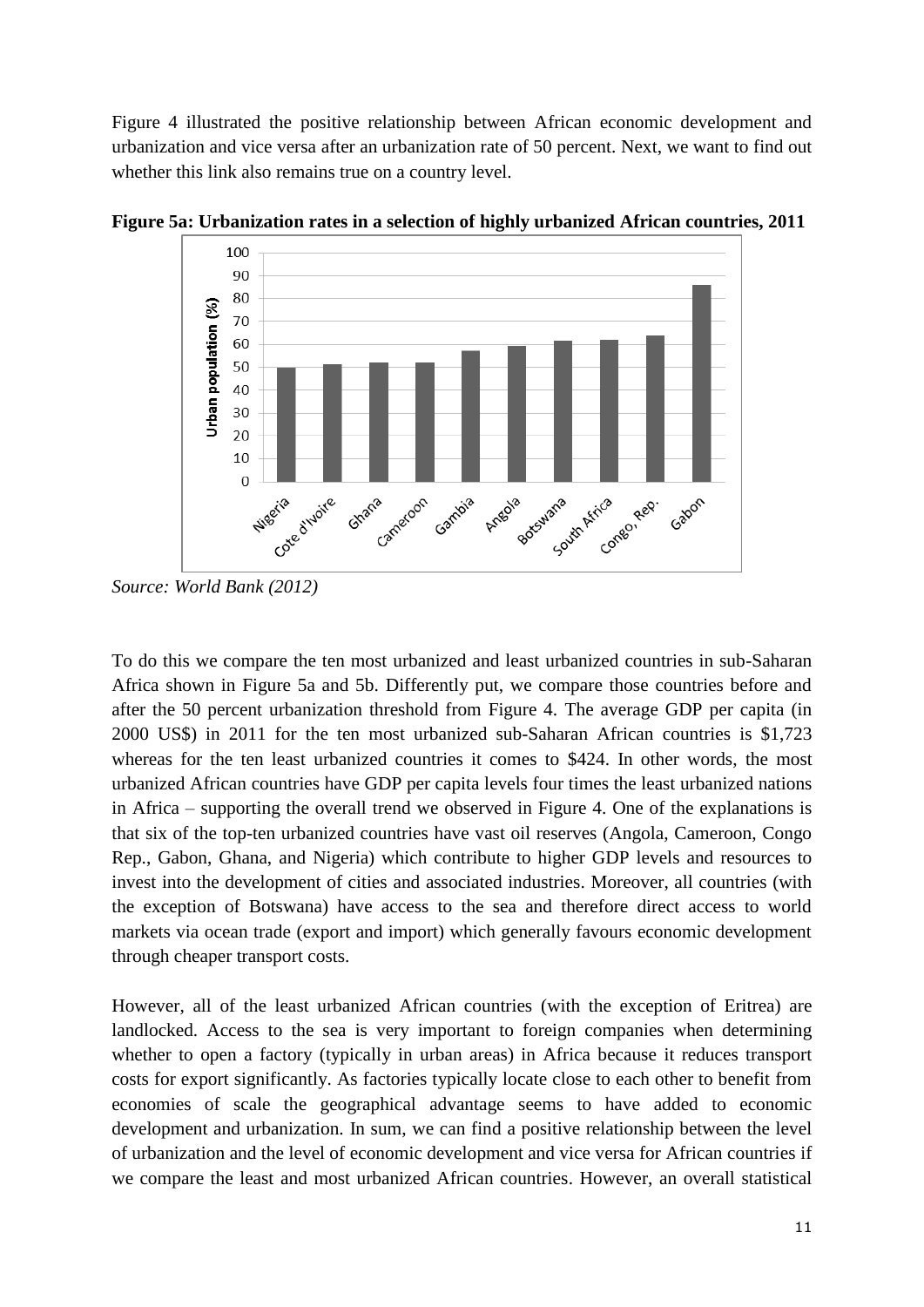Figure 4 illustrated the positive relationship between African economic development and urbanization and vice versa after an urbanization rate of 50 percent. Next, we want to find out whether this link also remains true on a country level.

**Figure 5a: Urbanization rates in a selection of highly urbanized African countries, 2011**

*Source: World Bank (2012)*

To do this we compare the ten most urbanized and least urbanized countries in sub-Saharan Africa shown in Figure 5a and 5b. Differently put, we compare those countries before and after the 50 percent urbanization threshold from Figure 4. The average GDP per capita (in 2000 US$) in 2011 for the ten most urbanized sub-Saharan African countries is $1,723 whereas for the ten least urbanized countries it comes to $424. In other words, the most urbanized African countries have GDP per capita levels four times the least urbanized nations in Africa – supporting the overall trend we observed in Figure 4. One of the explanations is that six of the top-ten urbanized countries have vast oil reserves (Angola, Cameroon, Congo Rep., Gabon, Ghana, and Nigeria) which contribute to higher GDP levels and resources to invest into the development of cities and associated industries. Moreover, all countries (with the exception of Botswana) have access to the sea and therefore direct access to world markets via ocean trade (export and import) which generally favours economic development through cheaper transport costs.

However, all of the least urbanized African countries (with the exception of Eritrea) are landlocked. Access to the sea is very important to foreign companies when determining whether to open a factory (typically in urban areas) in Africa because it reduces transport costs for export significantly. As factories typically locate close to each other to benefit from economies of scale the geographical advantage seems to have added to economic development and urbanization. In sum, we can find a positive relationship between the level of urbanization and the level of economic development and vice versa for African countries if we compare the least and most urbanized African countries. However, an overall statistical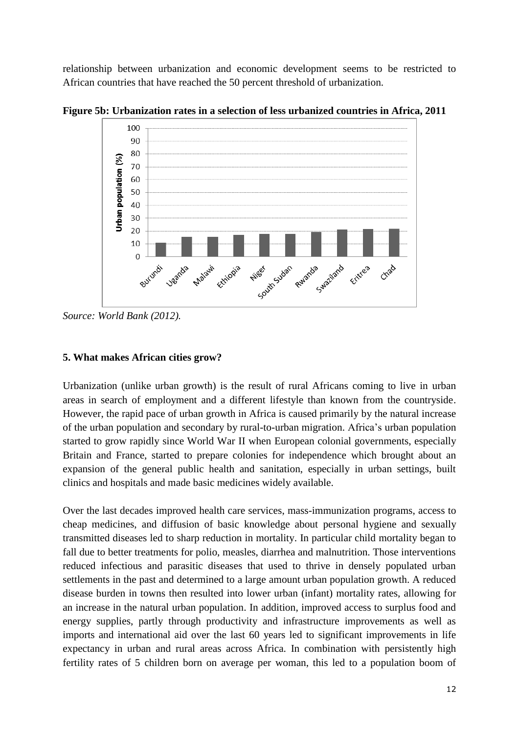relationship between urbanization and economic development seems to be restricted to African countries that have reached the 50 percent threshold of urbanization.

**Figure 5b: Urbanization rates in a selection of less urbanized countries in Africa, 2011**

*Source: World Bank (2012).*

**5. What makes African cities grow?**

Urbanization (unlike urban growth) is the result of rural Africans coming to live in urban areas in search of employment and a different lifestyle than known from the countryside. However, the rapid pace of urban growth in Africa is caused primarily by the natural increase of the urban population and secondary by rural-to-urban migration. Africa's urban population started to grow rapidly since World War II when European colonial governments, especially Britain and France, started to prepare colonies for independence which brought about an expansion of the general public health and sanitation, especially in urban settings, built clinics and hospitals and made basic medicines widely available.

Over the last decades improved health care services, mass-immunization programs, access to cheap medicines, and diffusion of basic knowledge about personal hygiene and sexually transmitted diseases led to sharp reduction in mortality. In particular child mortality began to fall due to better treatments for polio, measles, diarrhea and malnutrition. Those interventions reduced infectious and parasitic diseases that used to thrive in densely populated urban settlements in the past and determined to a large amount urban population growth. A reduced disease burden in towns then resulted into lower urban (infant) mortality rates, allowing for an increase in the natural urban population. In addition, improved access to surplus food and energy supplies, partly through productivity and infrastructure improvements as well as imports and international aid over the last 60 years led to significant improvements in life expectancy in urban and rural areas across Africa. In combination with persistently high fertility rates of 5 children born on average per woman, this led to a population boom of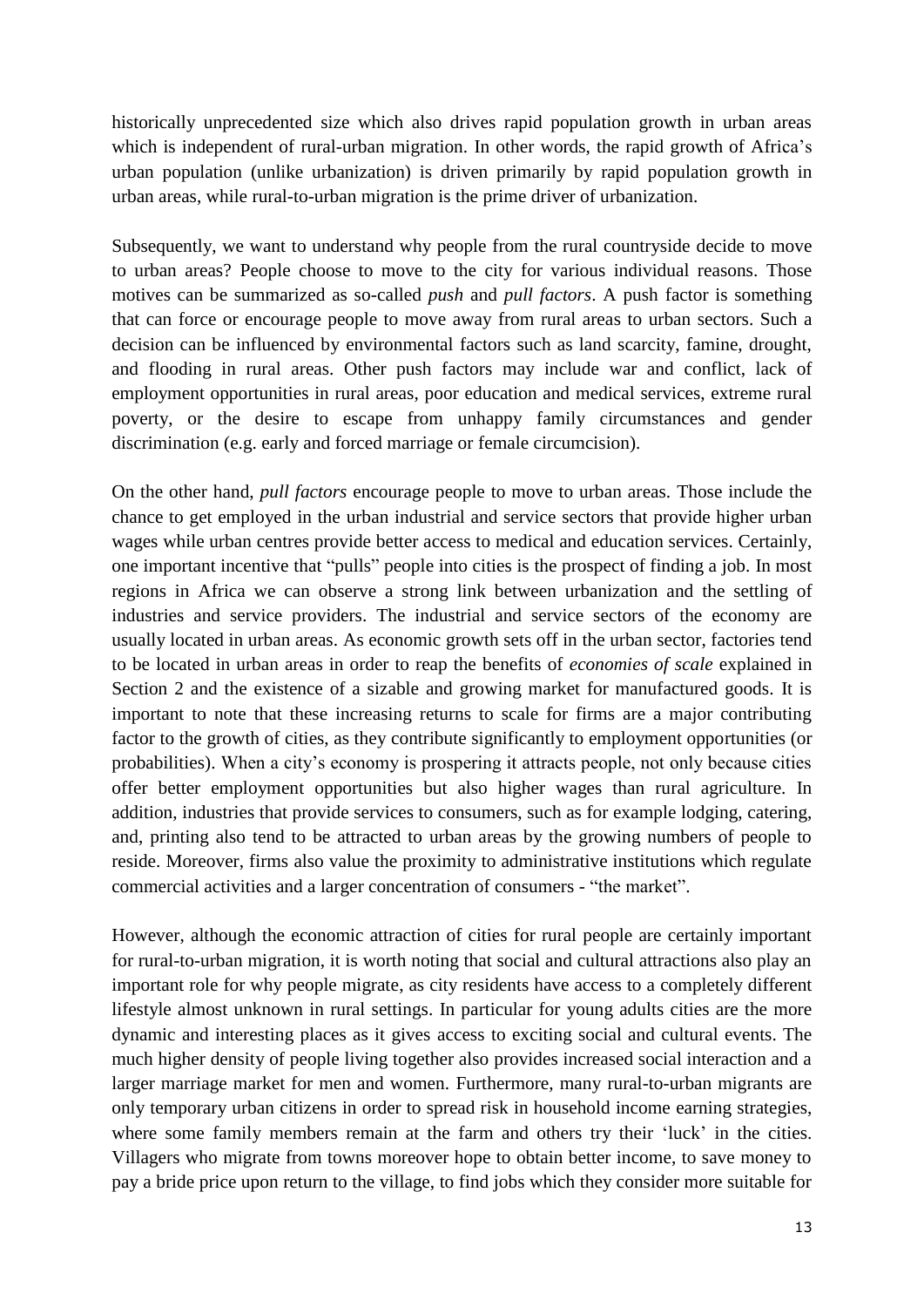historically unprecedented size which also drives rapid population growth in urban areas which is independent of rural-urban migration. In other words, the rapid growth of Africa's urban population (unlike urbanization) is driven primarily by rapid population growth in urban areas, while rural-to-urban migration is the prime driver of urbanization.

Subsequently, we want to understand why people from the rural countryside decide to move to urban areas? People choose to move to the city for various individual reasons. Those motives can be summarized as so-called *push* and *pull factors*. A push factor is something that can force or encourage people to move away from rural areas to urban sectors. Such a decision can be influenced by environmental factors such as land scarcity, famine, drought, and flooding in rural areas. Other push factors may include war and conflict, lack of employment opportunities in rural areas, poor education and medical services, extreme rural poverty, or the desire to escape from unhappy family circumstances and gender discrimination (e.g. early and forced marriage or female circumcision).

On the other hand, *pull factors* encourage people to move to urban areas. Those include the chance to get employed in the urban industrial and service sectors that provide higher urban wages while urban centres provide better access to medical and education services. Certainly, one important incentive that "pulls" people into cities is the prospect of finding a job. In most regions in Africa we can observe a strong link between urbanization and the settling of industries and service providers. The industrial and service sectors of the economy are usually located in urban areas. As economic growth sets off in the urban sector, factories tend to be located in urban areas in order to reap the benefits of *economies of scale* explained in Section 2 and the existence of a sizable and growing market for manufactured goods. It is important to note that these increasing returns to scale for firms are a major contributing factor to the growth of cities, as they contribute significantly to employment opportunities (or probabilities). When a city's economy is prospering it attracts people, not only because cities offer better employment opportunities but also higher wages than rural agriculture. In addition, industries that provide services to consumers, such as for example lodging, catering, and, printing also tend to be attracted to urban areas by the growing numbers of people to reside. Moreover, firms also value the proximity to administrative institutions which regulate commercial activities and a larger concentration of consumers - "the market".

However, although the economic attraction of cities for rural people are certainly important for rural-to-urban migration, it is worth noting that social and cultural attractions also play an important role for why people migrate, as city residents have access to a completely different lifestyle almost unknown in rural settings. In particular for young adults cities are the more dynamic and interesting places as it gives access to exciting social and cultural events. The much higher density of people living together also provides increased social interaction and a larger marriage market for men and women. Furthermore, many rural-to-urban migrants are only temporary urban citizens in order to spread risk in household income earning strategies, where some family members remain at the farm and others try their 'luck' in the cities. Villagers who migrate from towns moreover hope to obtain better income, to save money to pay a bride price upon return to the village, to find jobs which they consider more suitable for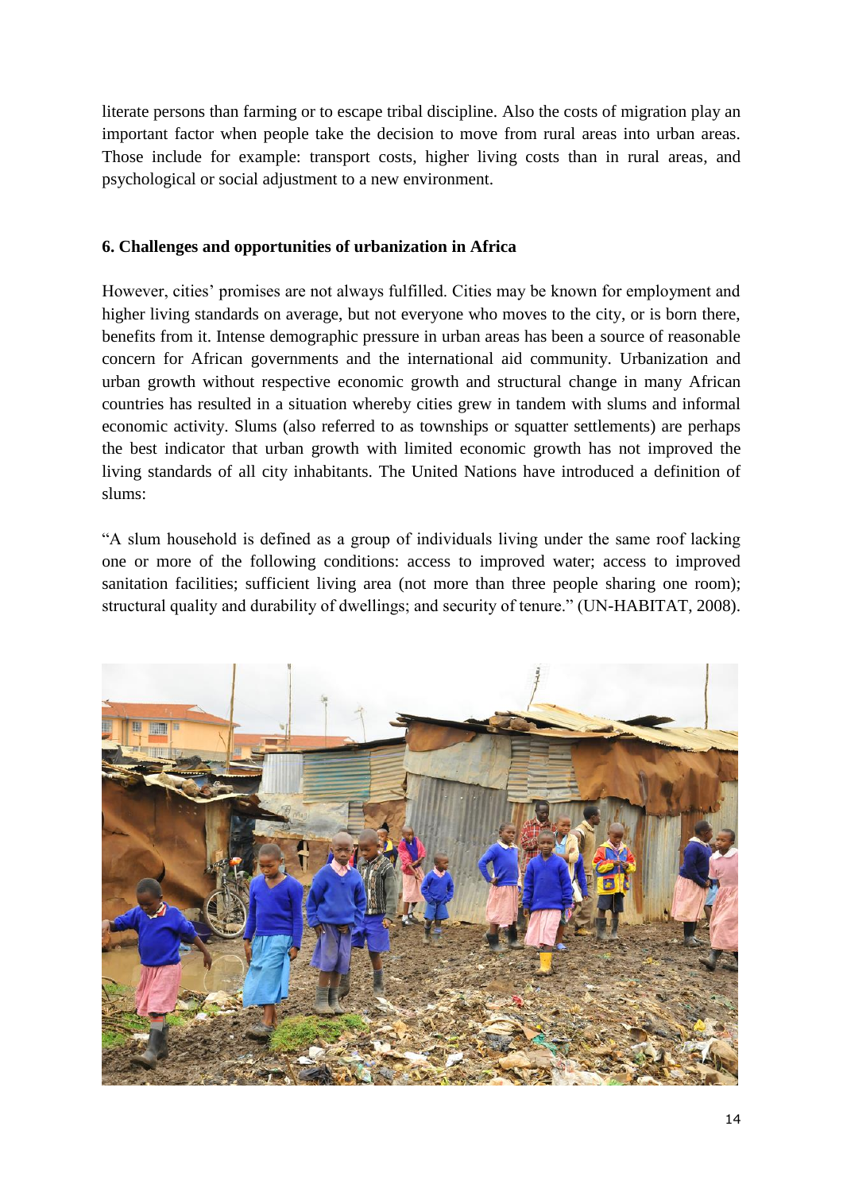literate persons than farming or to escape tribal discipline. Also the costs of migration play an important factor when people take the decision to move from rural areas into urban areas. Those include for example: transport costs, higher living costs than in rural areas, and psychological or social adjustment to a new environment.

## 6. Challenges and opportunities of urbanization in Africa

However, cities' promises are not always fulfilled. Cities may be known for employment and higher living standards on average, but not everyone who moves to the city, or is born there, benefits from it. Intense demographic pressure in urban areas has been a source of reasonable concern for African governments and the international aid community. Urbanization and urban growth without respective economic growth and structural change in many African countries has resulted in a situation whereby cities grew in tandem with slums and informal economic activity. Slums (also referred to as townships or squatter settlements) are perhaps the best indicator that urban growth with limited economic growth has not improved the living standards of all city inhabitants. The United Nations have introduced a definition of slums:

"A slum household is defined as a group of individuals living under the same roof lacking one or more of the following conditions: access to improved water; access to improved sanitation facilities; sufficient living area (not more than three people sharing one room); structural quality and durability of dwellings; and security of tenure." (UN-HABITAT, 2008).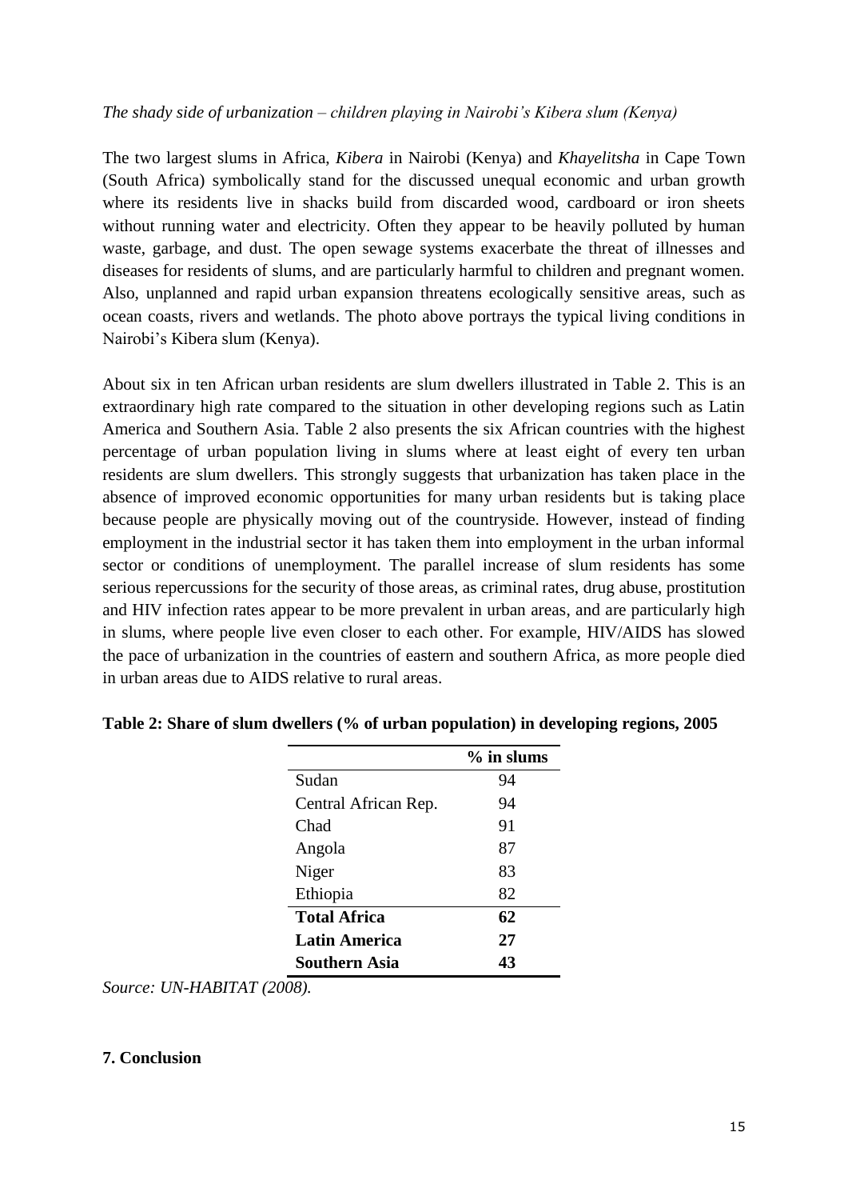*The shady side of urbanization – children playing in Nairobi's Kibera slum (Kenya)*

The two largest slums in Africa, *Kibera* in Nairobi (Kenya) and *Khayelitsha* in Cape Town (South Africa) symbolically stand for the discussed unequal economic and urban growth where its residents live in shacks build from discarded wood, cardboard or iron sheets without running water and electricity. Often they appear to be heavily polluted by human waste, garbage, and dust. The open sewage systems exacerbate the threat of illnesses and diseases for residents of slums, and are particularly harmful to children and pregnant women. Also, unplanned and rapid urban expansion threatens ecologically sensitive areas, such as ocean coasts, rivers and wetlands. The photo above portrays the typical living conditions in Nairobi's Kibera slum (Kenya).

About six in ten African urban residents are slum dwellers illustrated in Table 2. This is an extraordinary high rate compared to the situation in other developing regions such as Latin America and Southern Asia. Table 2 also presents the six African countries with the highest percentage of urban population living in slums where at least eight of every ten urban residents are slum dwellers. This strongly suggests that urbanization has taken place in the absence of improved economic opportunities for many urban residents but is taking place because people are physically moving out of the countryside. However, instead of finding employment in the industrial sector it has taken them into employment in the urban informal sector or conditions of unemployment. The parallel increase of slum residents has some serious repercussions for the security of those areas, as criminal rates, drug abuse, prostitution and HIV infection rates appear to be more prevalent in urban areas, and are particularly high in slums, where people live even closer to each other. For example, HIV/AIDS has slowed the pace of urbanization in the countries of eastern and southern Africa, as more people died in urban areas due to AIDS relative to rural areas.

**Table 2: Share of slum dwellers (% of urban population) in developing regions, 2005**

| | % in slums |
|---|---|
| Sudan | 94 |
| Central African Rep. | 94 |
| Chad | 91 |
| Angola | 87 |
| Niger | 83 |
| Ethiopia | 82 |
| **Total Africa** | **62** |
| **Latin America** | **27** |
| **Southern Asia** | **43** |

*Source: UN-HABITAT (2008).*

**7. Conclusion**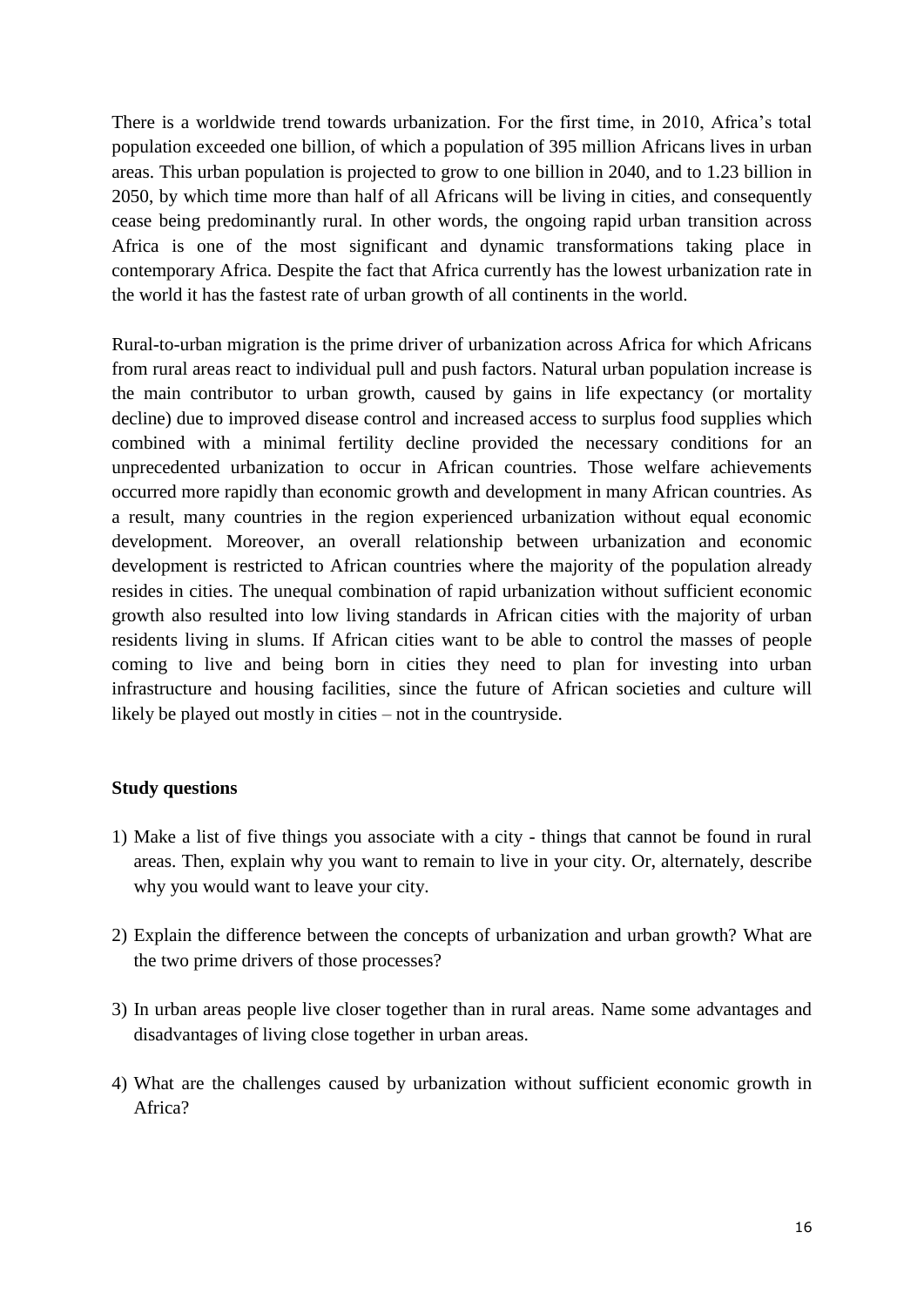There is a worldwide trend towards urbanization. For the first time, in 2010, Africa's total population exceeded one billion, of which a population of 395 million Africans lives in urban areas. This urban population is projected to grow to one billion in 2040, and to 1.23 billion in 2050, by which time more than half of all Africans will be living in cities, and consequently cease being predominantly rural. In other words, the ongoing rapid urban transition across Africa is one of the most significant and dynamic transformations taking place in contemporary Africa. Despite the fact that Africa currently has the lowest urbanization rate in the world it has the fastest rate of urban growth of all continents in the world.

Rural-to-urban migration is the prime driver of urbanization across Africa for which Africans from rural areas react to individual pull and push factors. Natural urban population increase is the main contributor to urban growth, caused by gains in life expectancy (or mortality decline) due to improved disease control and increased access to surplus food supplies which combined with a minimal fertility decline provided the necessary conditions for an unprecedented urbanization to occur in African countries. Those welfare achievements occurred more rapidly than economic growth and development in many African countries. As a result, many countries in the region experienced urbanization without equal economic development. Moreover, an overall relationship between urbanization and economic development is restricted to African countries where the majority of the population already resides in cities. The unequal combination of rapid urbanization without sufficient economic growth also resulted into low living standards in African cities with the majority of urban residents living in slums. If African cities want to be able to control the masses of people coming to live and being born in cities they need to plan for investing into urban infrastructure and housing facilities, since the future of African societies and culture will likely be played out mostly in cities – not in the countryside.

**Study questions**

1) Make a list of five things you associate with a city - things that cannot be found in rural areas. Then, explain why you want to remain to live in your city. Or, alternately, describe why you would want to leave your city.

2) Explain the difference between the concepts of urbanization and urban growth? What are the two prime drivers of those processes?

3) In urban areas people live closer together than in rural areas. Name some advantages and disadvantages of living close together in urban areas.

4) What are the challenges caused by urbanization without sufficient economic growth in Africa?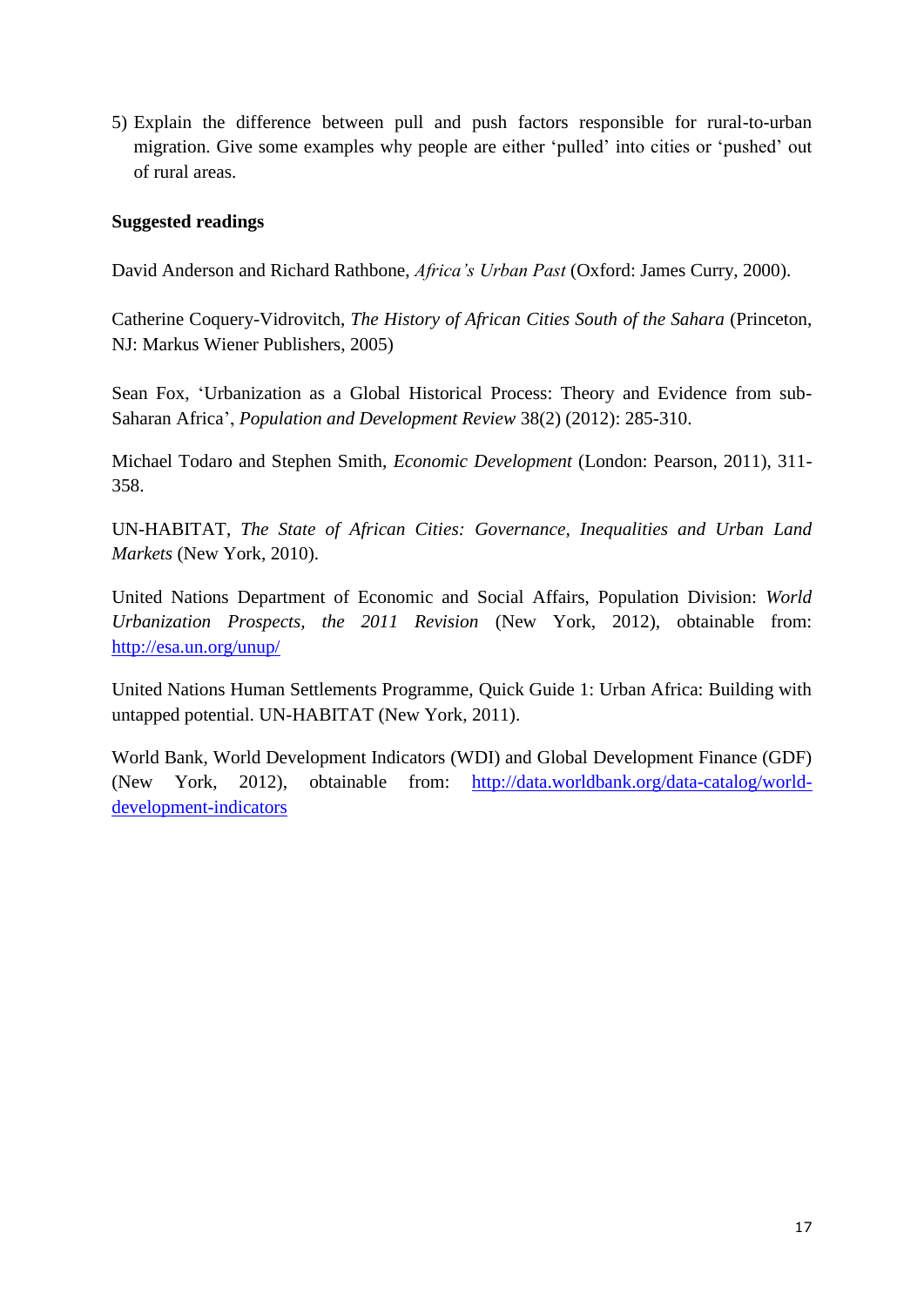5) Explain the difference between pull and push factors responsible for rural-to-urban migration. Give some examples why people are either 'pulled' into cities or 'pushed' out of rural areas.

**Suggested readings**

David Anderson and Richard Rathbone, *Africa's Urban Past* (Oxford: James Curry, 2000).

Catherine Coquery-Vidrovitch, *The History of African Cities South of the Sahara* (Princeton, NJ: Markus Wiener Publishers, 2005)

Sean Fox, 'Urbanization as a Global Historical Process: Theory and Evidence from sub-Saharan Africa', *Population and Development Review* 38(2) (2012): 285-310.

Michael Todaro and Stephen Smith, *Economic Development* (London: Pearson, 2011), 311-358.

UN-HABITAT, *The State of African Cities: Governance, Inequalities and Urban Land Markets* (New York, 2010).

United Nations Department of Economic and Social Affairs, Population Division: *World Urbanization Prospects, the 2011 Revision* (New York, 2012), obtainable from: [http://esa.un.org/unup/](http://esa.un.org/unup/)

United Nations Human Settlements Programme, Quick Guide 1: Urban Africa: Building with untapped potential. UN-HABITAT (New York, 2011).

World Bank, World Development Indicators (WDI) and Global Development Finance (GDF) (New York, 2012), obtainable from: [http://data.worldbank.org/data-catalog/world-development-indicators](http://data.worldbank.org/data-catalog/world-development-indicators)